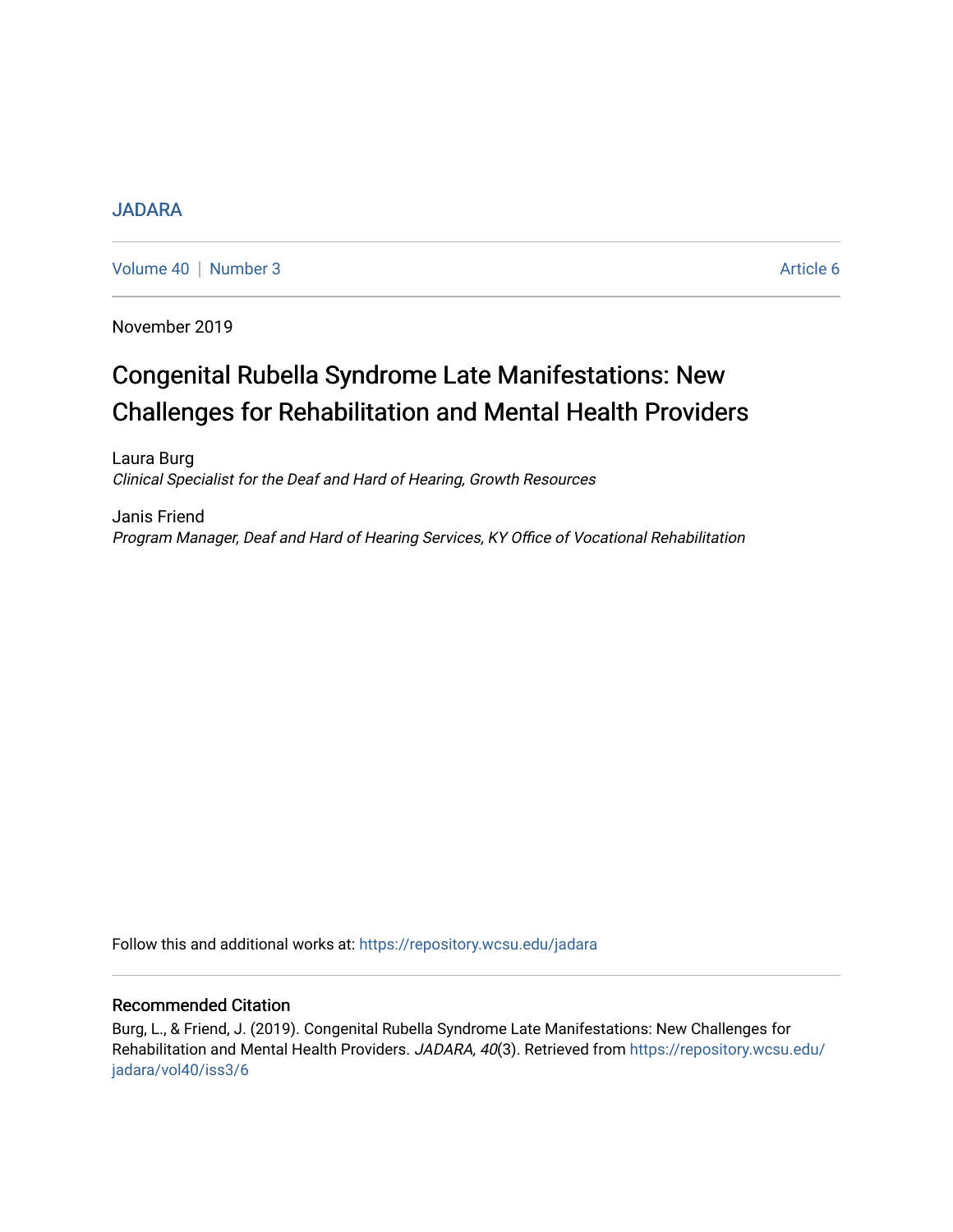JADARA

Volume 40 | Number 3 Article 6

November 2019

# Congenital Rubella Syndrome Late Manifestations: New Challenges for Rehabilitation and Mental Health Providers

Laura Burg
*Clinical Specialist for the Deaf and Hard of Hearing, Growth Resources*

Janis Friend
*Program Manager, Deaf and Hard of Hearing Services, KY Office of Vocational Rehabilitation*

Follow this and additional works at: https://repository.wcsu.edu/jadara

## Recommended Citation

Burg, L., & Friend, J. (2019). Congenital Rubella Syndrome Late Manifestations: New Challenges for Rehabilitation and Mental Health Providers. *JADARA, 40*(3). Retrieved from https://repository.wcsu.edu/jadara/vol40/iss3/6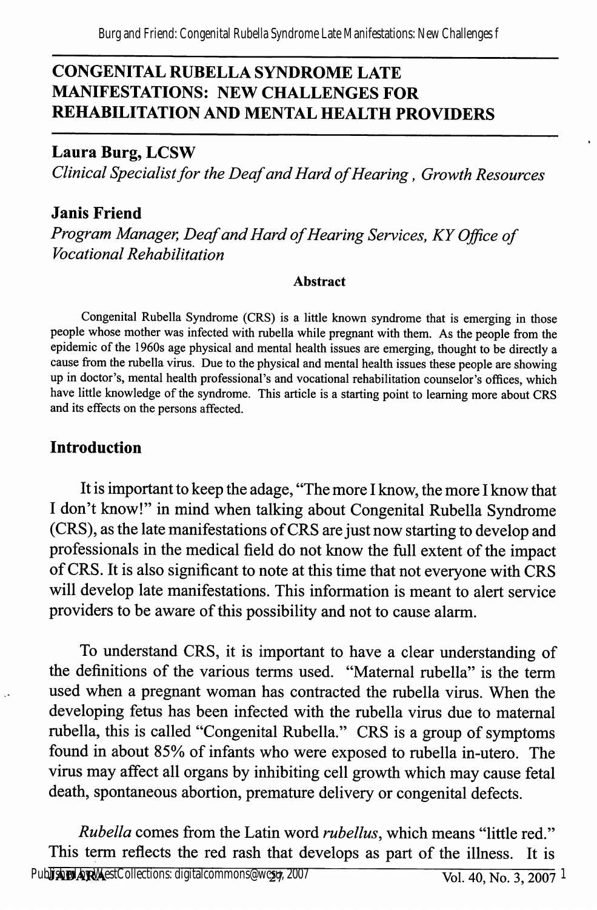# CONGENITAL RUBELLA SYNDROME LATE MANIFESTATIONS: NEW CHALLENGES FOR REHABILITATION AND MENTAL HEALTH PROVIDERS

## Laura Burg, LCSW

*Clinical Specialist for the Deaf and Hard of Hearing , Growth Resources*

## Janis Friend

*Program Manager, Deaf and Hard of Hearing Services, KY Office of Vocational Rehabilitation*

### Abstract

Congenital Rubella Syndrome (CRS) is a little known syndrome that is emerging in those people whose mother was infected with rubella while pregnant with them. As the people from the epidemic of the 1960s age physical and mental health issues are emerging, thought to be directly a cause from the rubella virus. Due to the physical and mental health issues these people are showing up in doctor's, mental health professional's and vocational rehabilitation counselor's offices, which have little knowledge of the syndrome. This article is a starting point to learning more about CRS and its effects on the persons affected.

## Introduction

It is important to keep the adage, "The more I know, the more I know that I don't know!" in mind when talking about Congenital Rubella Syndrome (CRS), as the late manifestations of CRS are just now starting to develop and professionals in the medical field do not know the full extent of the impact of CRS. It is also significant to note at this time that not everyone with CRS will develop late manifestations. This information is meant to alert service providers to be aware of this possibility and not to cause alarm.

To understand CRS, it is important to have a clear understanding of the definitions of the various terms used. "Maternal rubella" is the term used when a pregnant woman has contracted the rubella virus. When the developing fetus has been infected with the rubella virus due to maternal rubella, this is called "Congenital Rubella." CRS is a group of symptoms found in about 85% of infants who were exposed to rubella in-utero. The virus may affect all organs by inhibiting cell growth which may cause fetal death, spontaneous abortion, premature delivery or congenital defects.

*Rubella* comes from the Latin word *rubellus*, which means "little red." This term reflects the red rash that develops as part of the illness. It is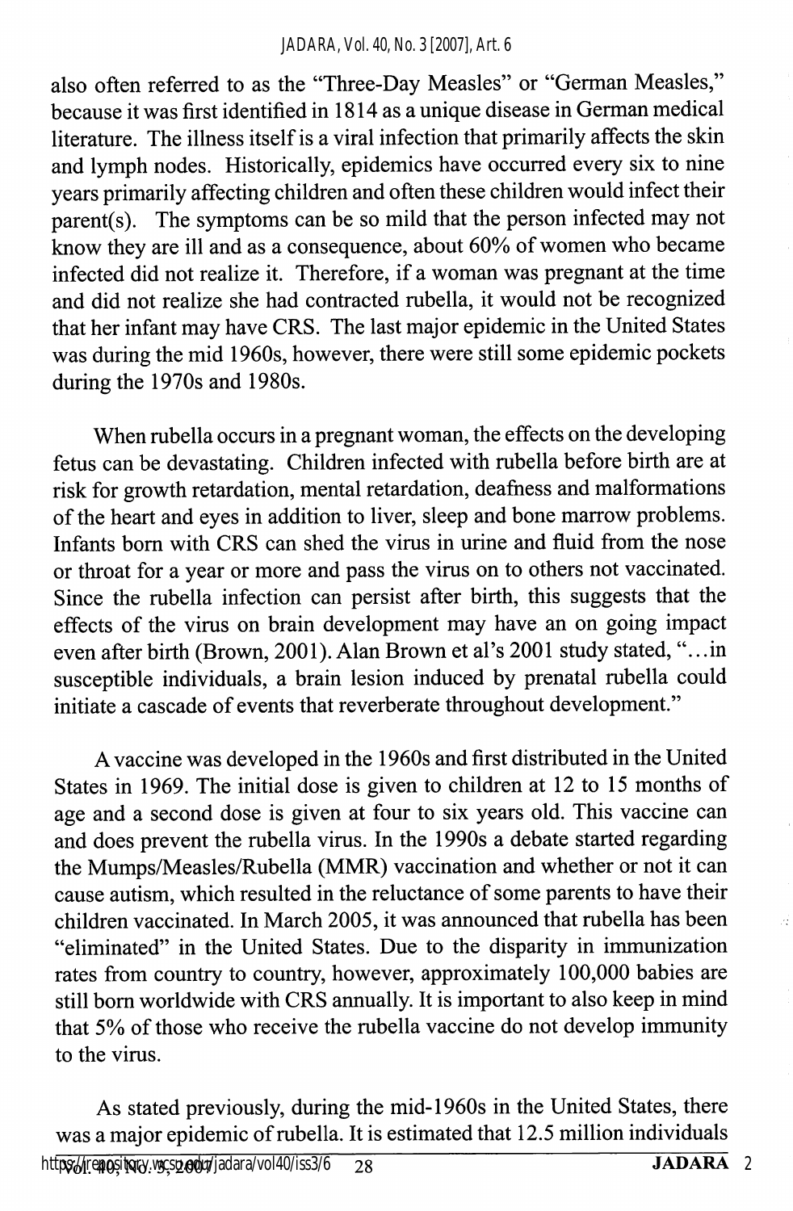also often referred to as the "Three-Day Measles" or "German Measles," because it was first identified in 1814 as a unique disease in German medical literature. The illness itself is a viral infection that primarily affects the skin and lymph nodes. Historically, epidemics have occurred every six to nine years primarily affecting children and often these children would infect their parent(s). The symptoms can be so mild that the person infected may not know they are ill and as a consequence, about 60% of women who became infected did not realize it. Therefore, if a woman was pregnant at the time and did not realize she had contracted rubella, it would not be recognized that her infant may have CRS. The last major epidemic in the United States was during the mid 1960s, however, there were still some epidemic pockets during the 1970s and 1980s.

When rubella occurs in a pregnant woman, the effects on the developing fetus can be devastating. Children infected with rubella before birth are at risk for growth retardation, mental retardation, deafness and malformations of the heart and eyes in addition to liver, sleep and bone marrow problems. Infants born with CRS can shed the virus in urine and fluid from the nose or throat for a year or more and pass the virus on to others not vaccinated. Since the rubella infection can persist after birth, this suggests that the effects of the virus on brain development may have an on going impact even after birth (Brown, 2001). Alan Brown et al's 2001 study stated, "...in susceptible individuals, a brain lesion induced by prenatal rubella could initiate a cascade of events that reverberate throughout development."

A vaccine was developed in the 1960s and first distributed in the United States in 1969. The initial dose is given to children at 12 to 15 months of age and a second dose is given at four to six years old. This vaccine can and does prevent the rubella virus. In the 1990s a debate started regarding the Mumps/Measles/Rubella (MMR) vaccination and whether or not it can cause autism, which resulted in the reluctance of some parents to have their children vaccinated. In March 2005, it was announced that rubella has been "eliminated" in the United States. Due to the disparity in immunization rates from country to country, however, approximately 100,000 babies are still born worldwide with CRS annually. It is important to also keep in mind that 5% of those who receive the rubella vaccine do not develop immunity to the virus.

As stated previously, during the mid-1960s in the United States, there was a major epidemic of rubella. It is estimated that 12.5 million individuals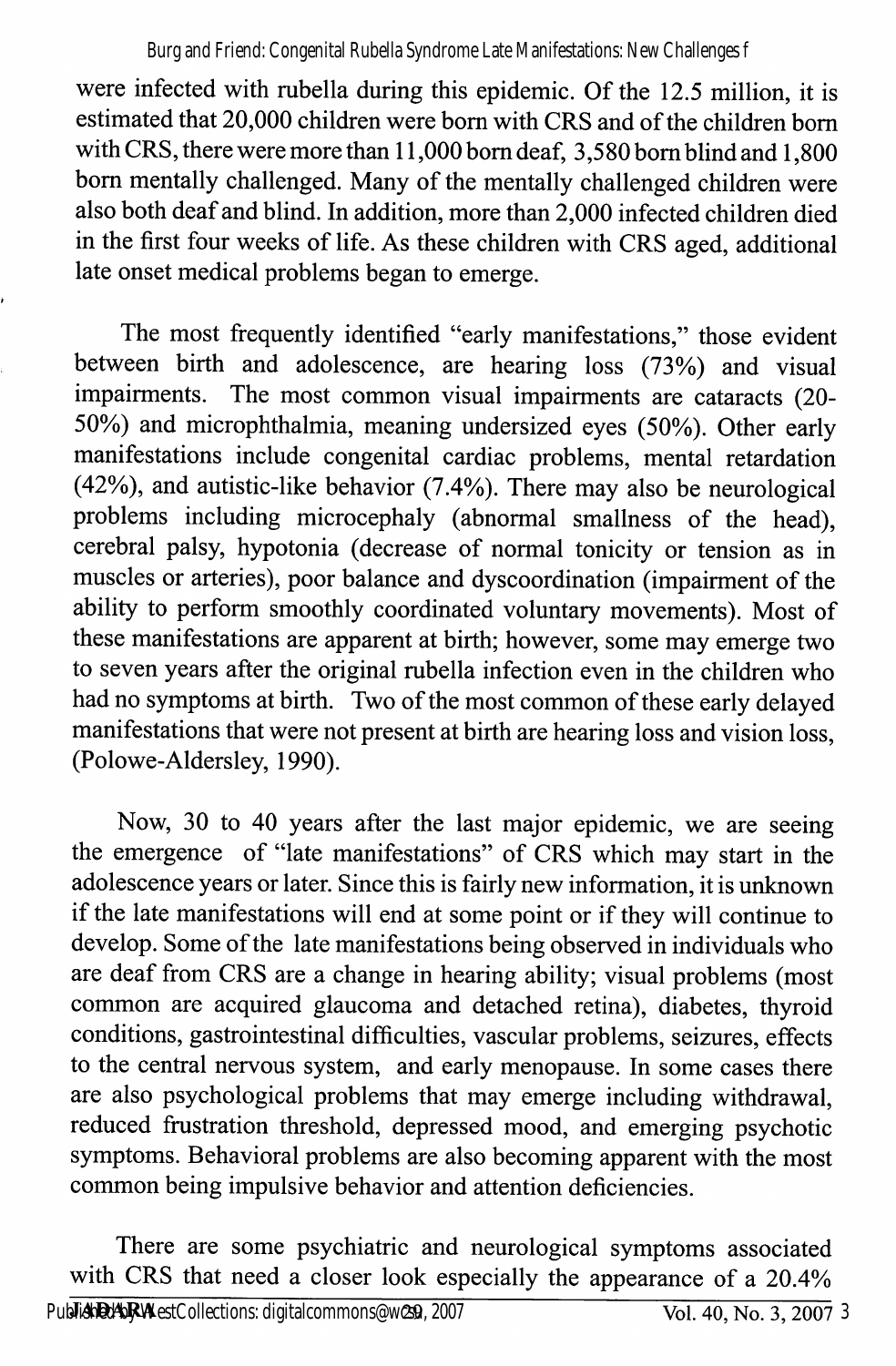were infected with rubella during this epidemic. Of the 12.5 million, it is estimated that 20,000 children were born with CRS and of the children born with CRS, there were more than 11,000 born deaf, 3,580 born blind and 1,800 born mentally challenged. Many of the mentally challenged children were also both deaf and blind. In addition, more than 2,000 infected children died in the first four weeks of life. As these children with CRS aged, additional late onset medical problems began to emerge.

The most frequently identified "early manifestations," those evident between birth and adolescence, are hearing loss (73%) and visual impairments. The most common visual impairments are cataracts (20-50%) and microphthalmia, meaning undersized eyes (50%). Other early manifestations include congenital cardiac problems, mental retardation (42%), and autistic-like behavior (7.4%). There may also be neurological problems including microcephaly (abnormal smallness of the head), cerebral palsy, hypotonia (decrease of normal tonicity or tension as in muscles or arteries), poor balance and dyscoordination (impairment of the ability to perform smoothly coordinated voluntary movements). Most of these manifestations are apparent at birth; however, some may emerge two to seven years after the original rubella infection even in the children who had no symptoms at birth. Two of the most common of these early delayed manifestations that were not present at birth are hearing loss and vision loss, (Polowe-Aldersley, 1990).

Now, 30 to 40 years after the last major epidemic, we are seeing the emergence of "late manifestations" of CRS which may start in the adolescence years or later. Since this is fairly new information, it is unknown if the late manifestations will end at some point or if they will continue to develop. Some of the late manifestations being observed in individuals who are deaf from CRS are a change in hearing ability; visual problems (most common are acquired glaucoma and detached retina), diabetes, thyroid conditions, gastrointestinal difficulties, vascular problems, seizures, effects to the central nervous system, and early menopause. In some cases there are also psychological problems that may emerge including withdrawal, reduced frustration threshold, depressed mood, and emerging psychotic symptoms. Behavioral problems are also becoming apparent with the most common being impulsive behavior and attention deficiencies.

There are some psychiatric and neurological symptoms associated with CRS that need a closer look especially the appearance of a 20.4%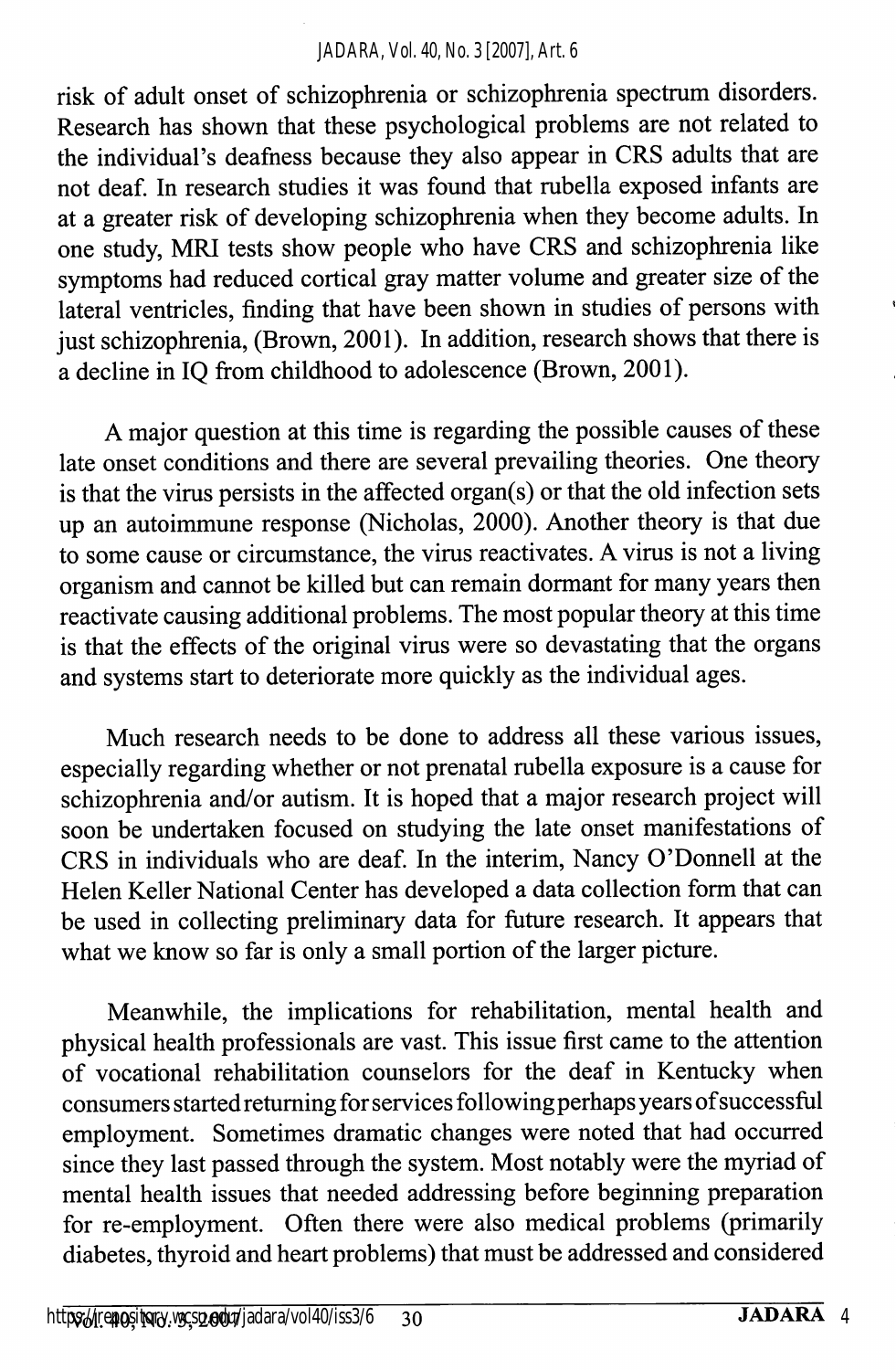risk of adult onset of schizophrenia or schizophrenia spectrum disorders. Research has shown that these psychological problems are not related to the individual's deafness because they also appear in CRS adults that are not deaf. In research studies it was found that rubella exposed infants are at a greater risk of developing schizophrenia when they become adults. In one study, MRI tests show people who have CRS and schizophrenia like symptoms had reduced cortical gray matter volume and greater size of the lateral ventricles, finding that have been shown in studies of persons with just schizophrenia, (Brown, 2001). In addition, research shows that there is a decline in IQ from childhood to adolescence (Brown, 2001).

A major question at this time is regarding the possible causes of these late onset conditions and there are several prevailing theories. One theory is that the virus persists in the affected organ(s) or that the old infection sets up an autoimmune response (Nicholas, 2000). Another theory is that due to some cause or circumstance, the virus reactivates. A virus is not a living organism and cannot be killed but can remain dormant for many years then reactivate causing additional problems. The most popular theory at this time is that the effects of the original virus were so devastating that the organs and systems start to deteriorate more quickly as the individual ages.

Much research needs to be done to address all these various issues, especially regarding whether or not prenatal rubella exposure is a cause for schizophrenia and/or autism. It is hoped that a major research project will soon be undertaken focused on studying the late onset manifestations of CRS in individuals who are deaf. In the interim, Nancy O'Donnell at the Helen Keller National Center has developed a data collection form that can be used in collecting preliminary data for future research. It appears that what we know so far is only a small portion of the larger picture.

Meanwhile, the implications for rehabilitation, mental health and physical health professionals are vast. This issue first came to the attention of vocational rehabilitation counselors for the deaf in Kentucky when consumers started returning for services following perhaps years of successful employment. Sometimes dramatic changes were noted that had occurred since they last passed through the system. Most notably were the myriad of mental health issues that needed addressing before beginning preparation for re-employment. Often there were also medical problems (primarily diabetes, thyroid and heart problems) that must be addressed and considered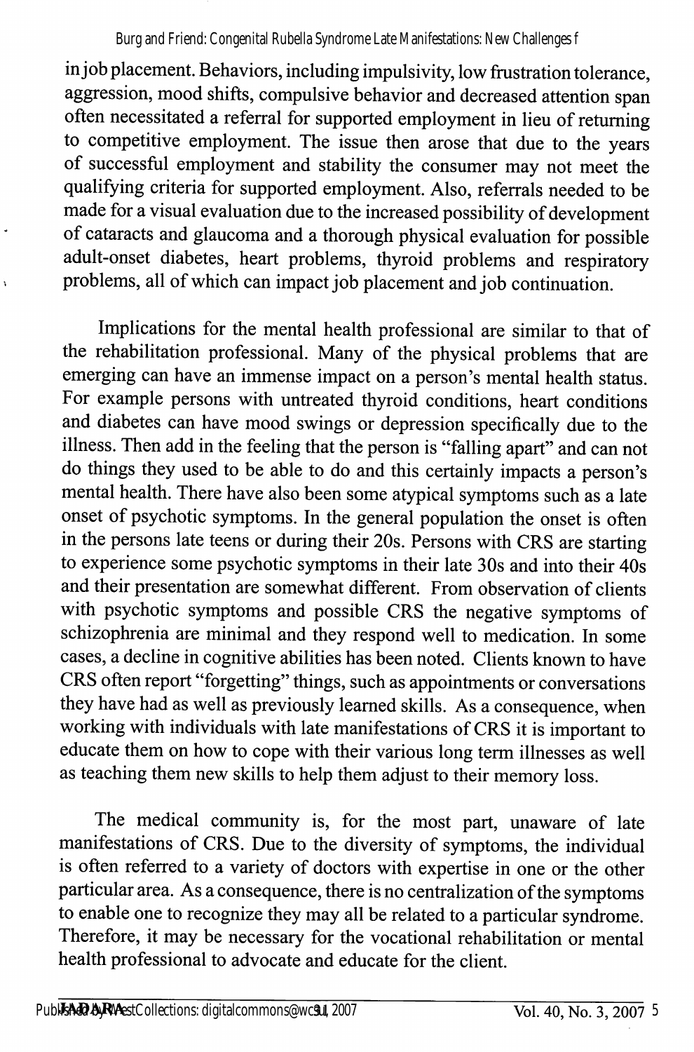in job placement. Behaviors, including impulsivity, low frustration tolerance, aggression, mood shifts, compulsive behavior and decreased attention span often necessitated a referral for supported employment in lieu of returning to competitive employment. The issue then arose that due to the years of successful employment and stability the consumer may not meet the qualifying criteria for supported employment. Also, referrals needed to be made for a visual evaluation due to the increased possibility of development of cataracts and glaucoma and a thorough physical evaluation for possible adult-onset diabetes, heart problems, thyroid problems and respiratory problems, all of which can impact job placement and job continuation.

Implications for the mental health professional are similar to that of the rehabilitation professional. Many of the physical problems that are emerging can have an immense impact on a person's mental health status. For example persons with untreated thyroid conditions, heart conditions and diabetes can have mood swings or depression specifically due to the illness. Then add in the feeling that the person is "falling apart" and can not do things they used to be able to do and this certainly impacts a person's mental health. There have also been some atypical symptoms such as a late onset of psychotic symptoms. In the general population the onset is often in the persons late teens or during their 20s. Persons with CRS are starting to experience some psychotic symptoms in their late 30s and into their 40s and their presentation are somewhat different. From observation of clients with psychotic symptoms and possible CRS the negative symptoms of schizophrenia are minimal and they respond well to medication. In some cases, a decline in cognitive abilities has been noted. Clients known to have CRS often report "forgetting" things, such as appointments or conversations they have had as well as previously learned skills. As a consequence, when working with individuals with late manifestations of CRS it is important to educate them on how to cope with their various long term illnesses as well as teaching them new skills to help them adjust to their memory loss.

The medical community is, for the most part, unaware of late manifestations of CRS. Due to the diversity of symptoms, the individual is often referred to a variety of doctors with expertise in one or the other particular area. As a consequence, there is no centralization of the symptoms to enable one to recognize they may all be related to a particular syndrome. Therefore, it may be necessary for the vocational rehabilitation or mental health professional to advocate and educate for the client.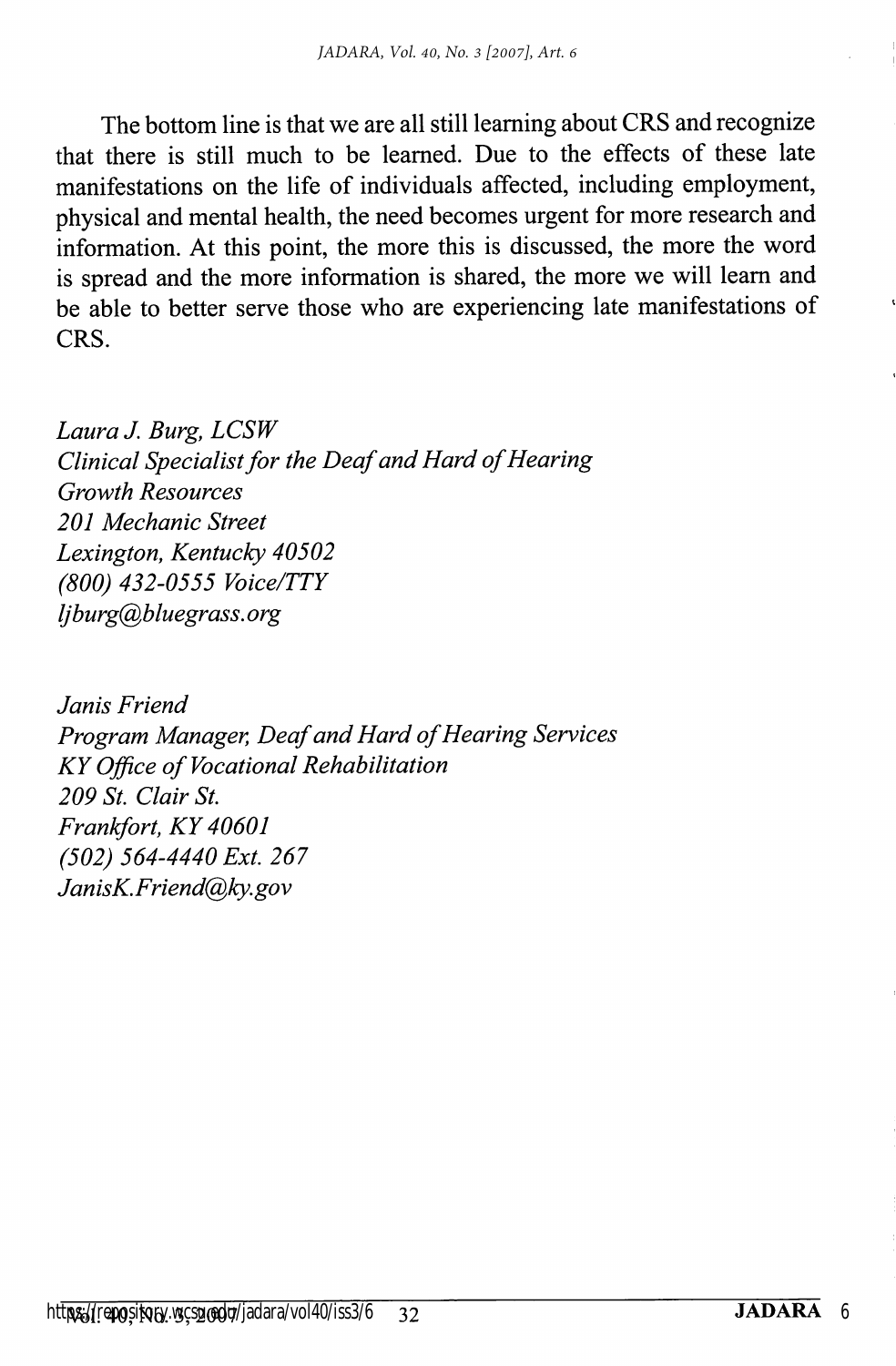The bottom line is that we are all still learning about CRS and recognize that there is still much to be learned. Due to the effects of these late manifestations on the life of individuals affected, including employment, physical and mental health, the need becomes urgent for more research and information. At this point, the more this is discussed, the more the word is spread and the more information is shared, the more we will learn and be able to better serve those who are experiencing late manifestations of CRS.

*Laura J. Burg, LCSW*
*Clinical Specialist for the Deaf and Hard of Hearing*
*Growth Resources*
*201 Mechanic Street*
*Lexington, Kentucky 40502*
*(800) 432-0555 Voice/TTY*
*ljburg@bluegrass.org*

*Janis Friend*
*Program Manager, Deaf and Hard of Hearing Services*
*KY Office of Vocational Rehabilitation*
*209 St. Clair St.*
*Frankfort, KY 40601*
*(502) 564-4440 Ext. 267*
*JanisK.Friend@ky.gov*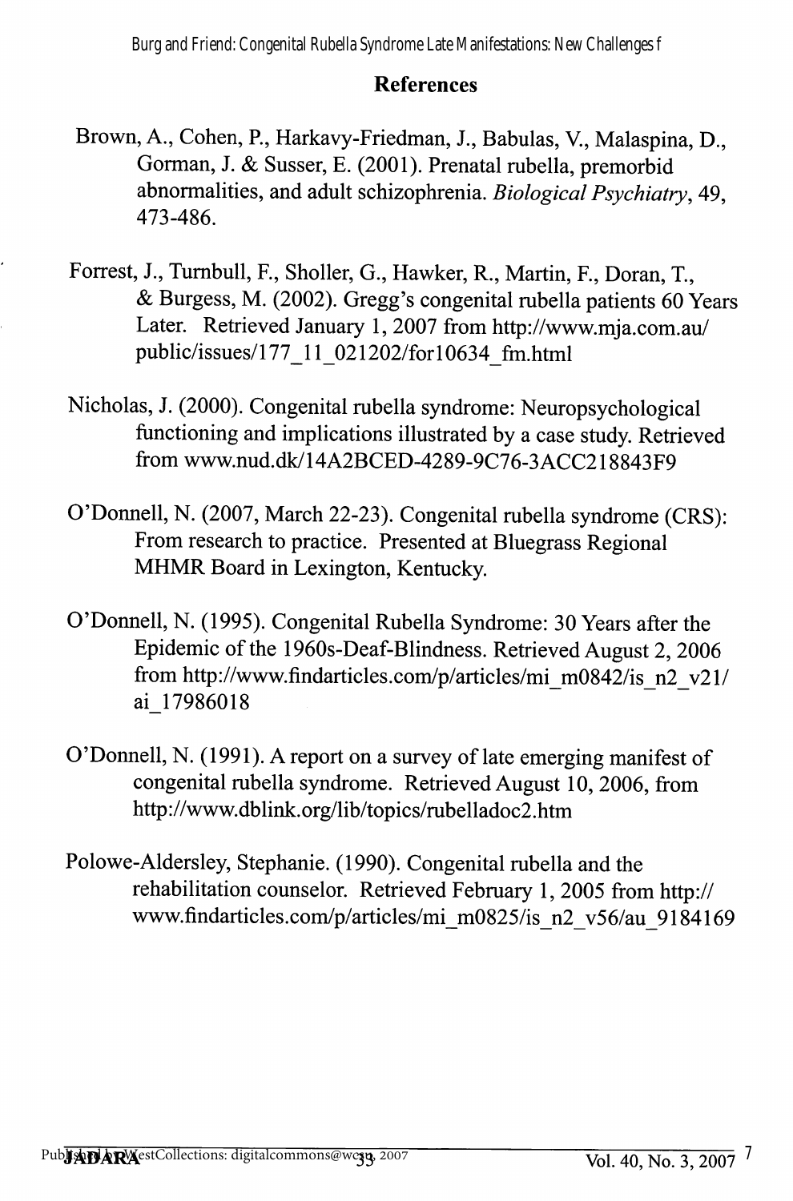## References

Brown, A., Cohen, P., Harkavy-Friedman, J., Babulas, V., Malaspina, D., Gorman, J. & Susser, E. (2001). Prenatal rubella, premorbid abnormalities, and adult schizophrenia. *Biological Psychiatry*, 49, 473-486.

Forrest, J., Turnbull, F., Sholler, G., Hawker, R., Martin, F., Doran, T., & Burgess, M. (2002). Gregg's congenital rubella patients 60 Years Later. Retrieved January 1, 2007 from http://www.mja.com.au/public/issues/177_11_021202/for10634_fm.html

Nicholas, J. (2000). Congenital rubella syndrome: Neuropsychological functioning and implications illustrated by a case study. Retrieved from www.nud.dk/14A2BCED-4289-9C76-3ACC218843F9

O'Donnell, N. (2007, March 22-23). Congenital rubella syndrome (CRS): From research to practice. Presented at Bluegrass Regional MHMR Board in Lexington, Kentucky.

O'Donnell, N. (1995). Congenital Rubella Syndrome: 30 Years after the Epidemic of the 1960s-Deaf-Blindness. Retrieved August 2, 2006 from http://www.findarticles.com/p/articles/mi_m0842/is_n2_v21/ai_17986018

O'Donnell, N. (1991). A report on a survey of late emerging manifest of congenital rubella syndrome. Retrieved August 10, 2006, from http://www.dblink.org/lib/topics/rubelladoc2.htm

Polowe-Aldersley, Stephanie. (1990). Congenital rubella and the rehabilitation counselor. Retrieved February 1, 2005 from http://www.findarticles.com/p/articles/mi_m0825/is_n2_v56/au_9184169